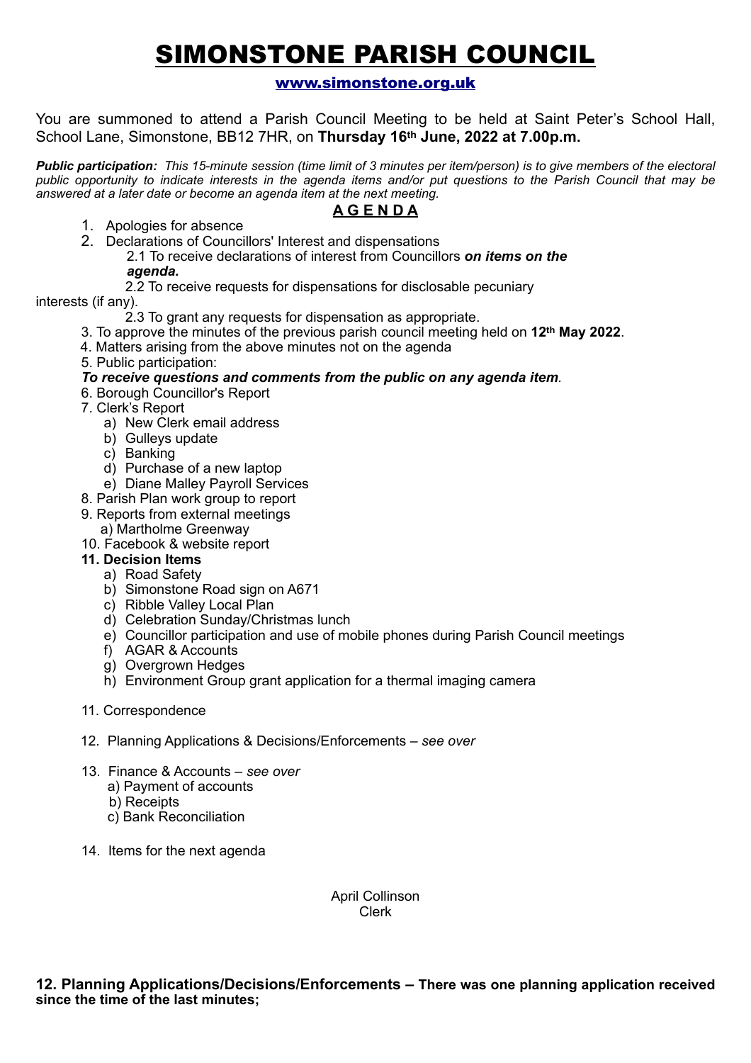# SIMONSTONE PARISH COUNCIL

www.simonstone.org.uk

You are summoned to attend a Parish Council Meeting to be held at Saint Peter's School Hall, School Lane, Simonstone, BB12 7HR, on **Thursday 16th June, 2022 at 7.00p.m.**

***Public participation:*** *This 15-minute session (time limit of 3 minutes per item/person) is to give members of the electoral public opportunity to indicate interests in the agenda items and/or put questions to the Parish Council that may be answered at a later date or become an agenda item at the next meeting.*

## A G E N D A

1. Apologies for absence
2. Declarations of Councillors' Interest and dispensations
   - 2.1 To receive declarations of interest from Councillors ***on items on the agenda.***
   - 2.2 To receive requests for dispensations for disclosable pecuniary interests (if any).
   - 2.3 To grant any requests for dispensation as appropriate.
3. To approve the minutes of the previous parish council meeting held on **12th May 2022**.
4. Matters arising from the above minutes not on the agenda
5. Public participation:
   ***To receive questions and comments from the public on any agenda item.***
6. Borough Councillor's Report
7. Clerk's Report
   - a) New Clerk email address
   - b) Gulleys update
   - c) Banking
   - d) Purchase of a new laptop
   - e) Diane Malley Payroll Services
8. Parish Plan work group to report
9. Reports from external meetings
   - a) Martholme Greenway
10. Facebook & website report
11. **Decision Items**
    - a) Road Safety
    - b) Simonstone Road sign on A671
    - c) Ribble Valley Local Plan
    - d) Celebration Sunday/Christmas lunch
    - e) Councillor participation and use of mobile phones during Parish Council meetings
    - f) AGAR & Accounts
    - g) Overgrown Hedges
    - h) Environment Group grant application for a thermal imaging camera

11. Correspondence

12. Planning Applications & Decisions/Enforcements – *see over*

13. Finance & Accounts – *see over*
    - a) Payment of accounts
    - b) Receipts
    - c) Bank Reconciliation

14. Items for the next agenda

April Collinson
Clerk

**12. Planning Applications/Decisions/Enforcements – There was one planning application received since the time of the last minutes;**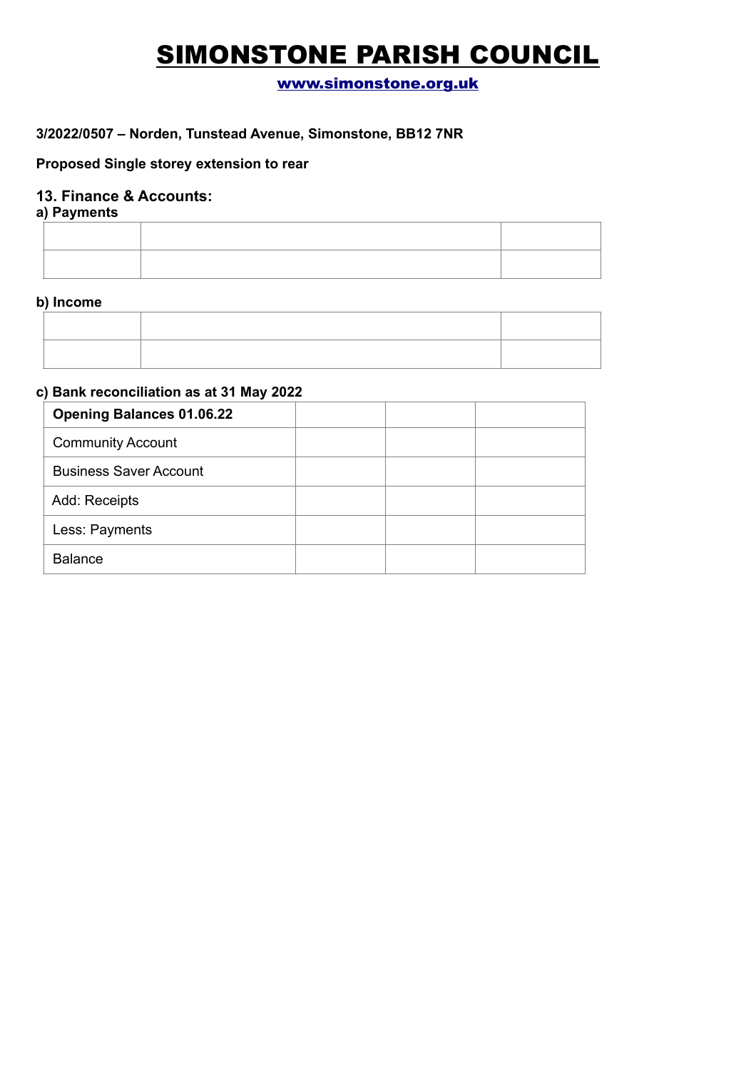# SIMONSTONE PARISH COUNCIL

**www.simonstone.org.uk**

**3/2022/0507 – Norden, Tunstead Avenue, Simonstone, BB12 7NR**

**Proposed Single storey extension to rear**

## 13. Finance & Accounts:

**a) Payments**

| | | |
|---|---|---|
| | | |
| | | |

**b) Income**

| | | |
|---|---|---|
| | | |
| | | |

**c) Bank reconciliation as at 31 May 2022**

| **Opening Balances 01.06.22** | | | |
|---|---|---|---|
| Community Account | | | |
| Business Saver Account | | | |
| Add: Receipts | | | |
| Less: Payments | | | |
| Balance | | | |